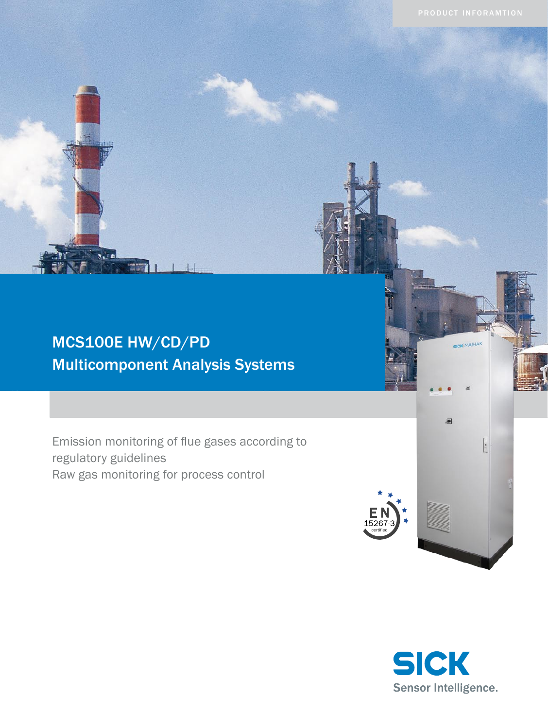PRODUCT INFORAMTION

# MCS100E HW/CD/PD
# Multicomponent Analysis Systems

Emission monitoring of flue gases according to regulatory guidelines
Raw gas monitoring for process control

EN 15267-3 certified

SICK
Sensor Intelligence.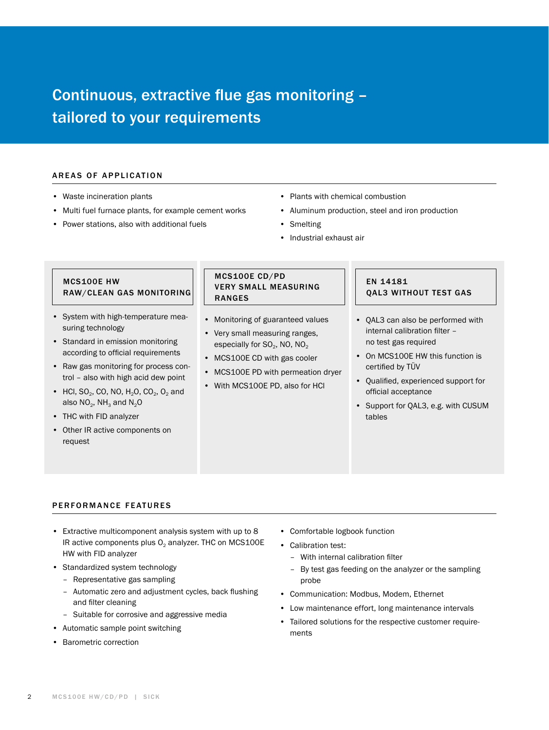# Continuous, extractive flue gas monitoring – tailored to your requirements

## AREAS OF APPLICATION

- Waste incineration plants
- Multi fuel furnace plants, for example cement works
- Power stations, also with additional fuels
- Plants with chemical combustion
- Aluminum production, steel and iron production
- Smelting
- Industrial exhaust air

### MCS100E HW RAW/CLEAN GAS MONITORING

- System with high-temperature measuring technology
- Standard in emission monitoring according to official requirements
- Raw gas monitoring for process control – also with high acid dew point
- HCl, $SO_2$, CO, NO, $H_2O$, $CO_2$, $O_2$ and also $NO_2$, $NH_3$ and $N_2O$
- THC with FID analyzer
- Other IR active components on request

### MCS100E CD/PD VERY SMALL MEASURING RANGES

- Monitoring of guaranteed values
- Very small measuring ranges, especially for $SO_2$, NO, $NO_2$
- MCS100E CD with gas cooler
- MCS100E PD with permeation dryer
- With MCS100E PD, also for HCl

### EN 14181 QAL3 WITHOUT TEST GAS

- QAL3 can also be performed with internal calibration filter – no test gas required
- On MCS100E HW this function is certified by TÜV
- Qualified, experienced support for official acceptance
- Support for QAL3, e.g. with CUSUM tables

## PERFORMANCE FEATURES

- Extractive multicomponent analysis system with up to 8 IR active components plus $O_2$ analyzer. THC on MCS100E HW with FID analyzer
- Standardized system technology
  - Representative gas sampling
  - Automatic zero and adjustment cycles, back flushing and filter cleaning
  - Suitable for corrosive and aggressive media
- Automatic sample point switching
- Barometric correction
- Comfortable logbook function
- Calibration test:
  - With internal calibration filter
  - By test gas feeding on the analyzer or the sampling probe
- Communication: Modbus, Modem, Ethernet
- Low maintenance effort, long maintenance intervals
- Tailored solutions for the respective customer requirements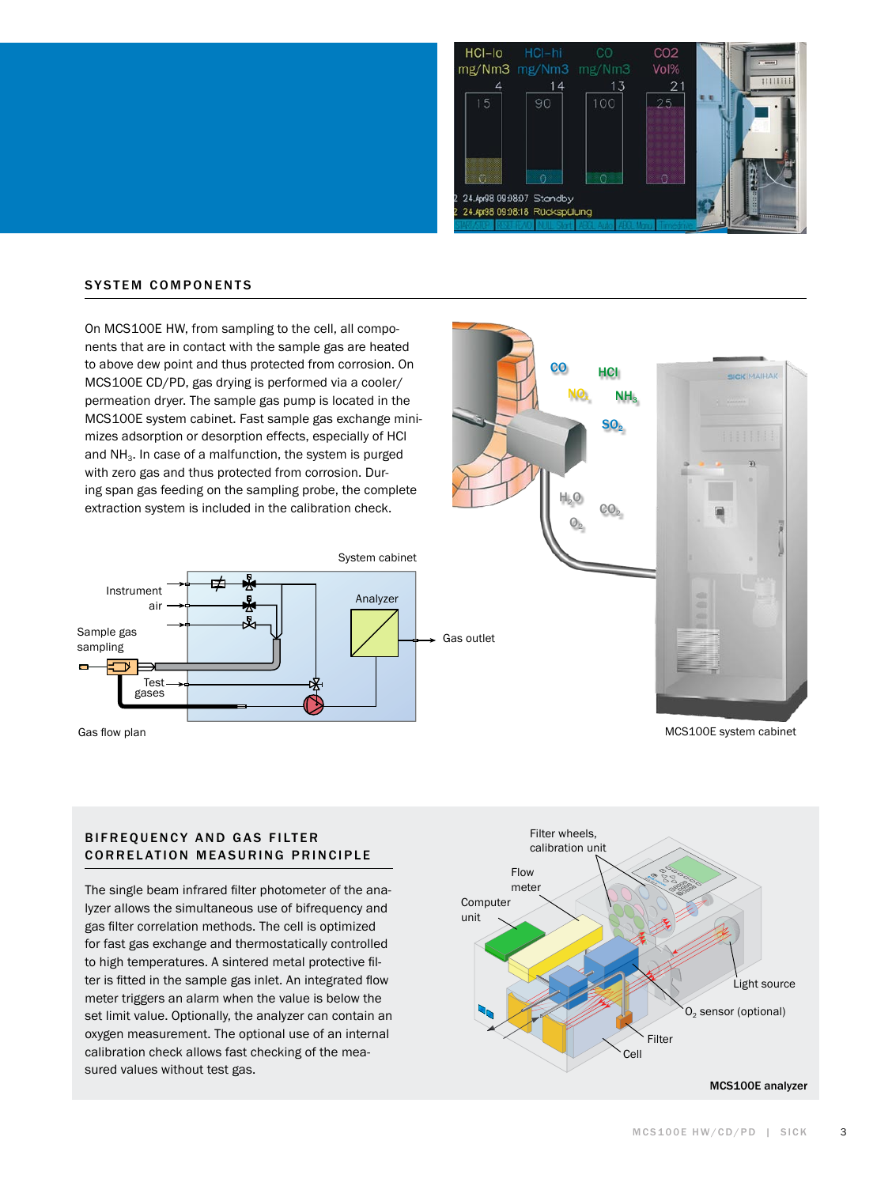## SYSTEM COMPONENTS

On MCS100E HW, from sampling to the cell, all components that are in contact with the sample gas are heated to above dew point and thus protected from corrosion. On MCS100E CD/PD, gas drying is performed via a cooler/permeation dryer. The sample gas pump is located in the MCS100E system cabinet. Fast sample gas exchange minimizes adsorption or desorption effects, especially of HCl and $NH_3$. In case of a malfunction, the system is purged with zero gas and thus protected from corrosion. During span gas feeding on the sampling probe, the complete extraction system is included in the calibration check.

Gas flow plan

MCS100E system cabinet

## BIFREQUENCY AND GAS FILTER CORRELATION MEASURING PRINCIPLE

The single beam infrared filter photometer of the analyzer allows the simultaneous use of bifrequency and gas filter correlation methods. The cell is optimized for fast gas exchange and thermostatically controlled to high temperatures. A sintered metal protective filter is fitted in the sample gas inlet. An integrated flow meter triggers an alarm when the value is below the set limit value. Optionally, the analyzer can contain an oxygen measurement. The optional use of an internal calibration check allows fast checking of the measured values without test gas.

**MCS100E analyzer**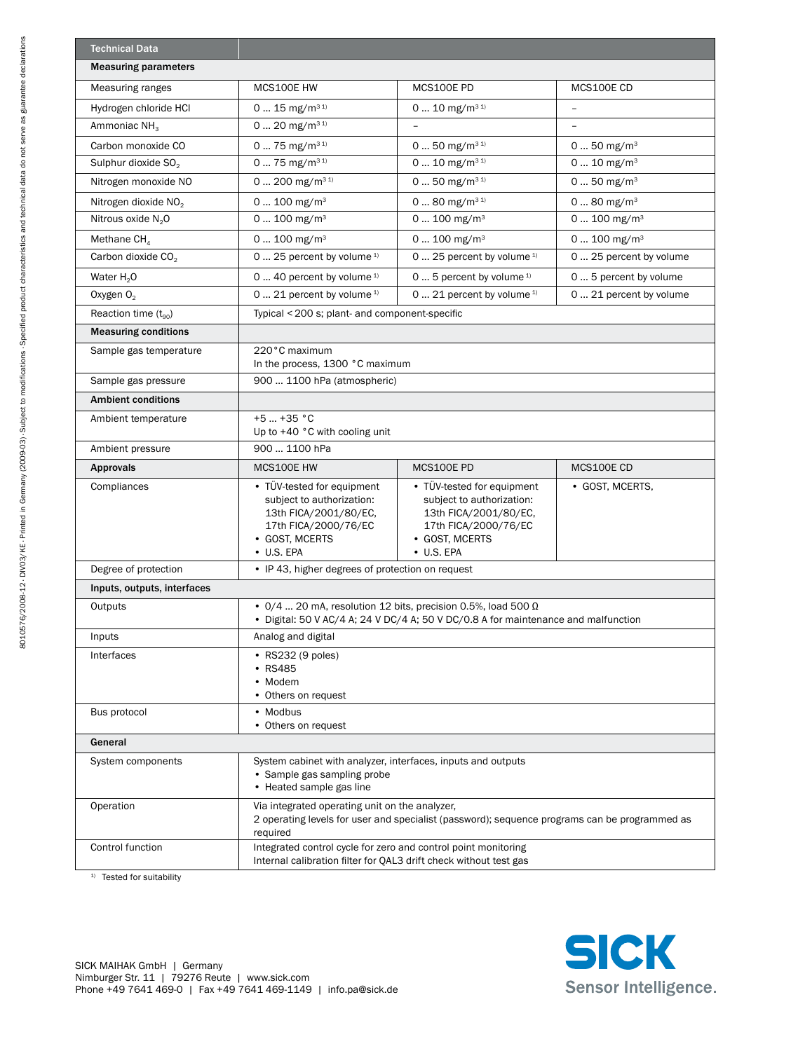| Technical Data | | | |
|---|---|---|---|
| **Measuring parameters** | | | |
| Measuring ranges | MCS100E HW | MCS100E PD | MCS100E CD |
| Hydrogen chloride HCl | 0 ... 15 mg/m³ [1] | 0 ... 10 mg/m³ [1] | – |
| Ammoniac $NH_3$ | 0 ... 20 mg/m³ [1] | – | – |
| Carbon monoxide CO | 0 ... 75 mg/m³ [1] | 0 ... 50 mg/m³ [1] | 0 ... 50 mg/m³ |
| Sulphur dioxide $SO_2$ | 0 ... 75 mg/m³ [1] | 0 ... 10 mg/m³ [1] | 0 ... 10 mg/m³ |
| Nitrogen monoxide NO | 0 ... 200 mg/m³ [1] | 0 ... 50 mg/m³ [1] | 0 ... 50 mg/m³ |
| Nitrogen dioxide $NO_2$ | 0 ... 100 mg/m³ | 0 ... 80 mg/m³ [1] | 0 ... 80 mg/m³ |
| Nitrous oxide $N_2O$ | 0 ... 100 mg/m³ | 0 ... 100 mg/m³ | 0 ... 100 mg/m³ |
| Methane $CH_4$ | 0 ... 100 mg/m³ | 0 ... 100 mg/m³ | 0 ... 100 mg/m³ |
| Carbon dioxide $CO_2$ | 0 ... 25 percent by volume [1] | 0 ... 25 percent by volume [1] | 0 ... 25 percent by volume |
| Water $H_2O$ | 0 ... 40 percent by volume [1] | 0 ... 5 percent by volume [1] | 0 ... 5 percent by volume |
| Oxygen $O_2$ | 0 ... 21 percent by volume [1] | 0 ... 21 percent by volume [1] | 0 ... 21 percent by volume |
| Reaction time ($t_{90}$) | Typical < 200 s; plant- and component-specific | | |
| **Measuring conditions** | | | |
| Sample gas temperature | 220 °C maximum<br>In the process, 1300 °C maximum | | |
| Sample gas pressure | 900 ... 1100 hPa (atmospheric) | | |
| **Ambient conditions** | | | |
| Ambient temperature | +5 ... +35 °C<br>Up to +40 °C with cooling unit | | |
| Ambient pressure | 900 ... 1100 hPa | | |
| **Approvals** | MCS100E HW | MCS100E PD | MCS100E CD |
| Compliances | • TÜV-tested for equipment subject to authorization: 13th FICA/2001/80/EC, 17th FICA/2000/76/EC<br>• GOST, MCERTS<br>• U.S. EPA | • TÜV-tested for equipment subject to authorization: 13th FICA/2001/80/EC, 17th FICA/2000/76/EC<br>• GOST, MCERTS<br>• U.S. EPA | • GOST, MCERTS, |
| Degree of protection | • IP 43, higher degrees of protection on request | | |
| **Inputs, outputs, interfaces** | | | |
| Outputs | • 0/4 ... 20 mA, resolution 12 bits, precision 0.5%, load 500 Ω<br>• Digital: 50 V AC/4 A; 24 V DC/4 A; 50 V DC/0.8 A for maintenance and malfunction | | |
| Inputs | Analog and digital | | |
| Interfaces | • RS232 (9 poles)<br>• RS485<br>• Modem<br>• Others on request | | |
| Bus protocol | • Modbus<br>• Others on request | | |
| **General** | | | |
| System components | System cabinet with analyzer, interfaces, inputs and outputs<br>• Sample gas sampling probe<br>• Heated sample gas line | | |
| Operation | Via integrated operating unit on the analyzer,<br>2 operating levels for user and specialist (password); sequence programs can be programmed as required | | |
| Control function | Integrated control cycle for zero and control point monitoring<br>Internal calibration filter for QAL3 drift check without test gas | | |

[1] Tested for suitability

8010576/2008-12 · DW03/KE · Printed in Germany (2009-03) · Subject to modifications · Specified product characteristics and technical data do not serve as guarantee declarations

SICK MAIHAK GmbH | Germany
Nimburger Str. 11 | 79276 Reute | www.sick.com
Phone +49 7641 469-0 | Fax +49 7641 469-1149 | info.pa@sick.de

SICK
Sensor Intelligence.